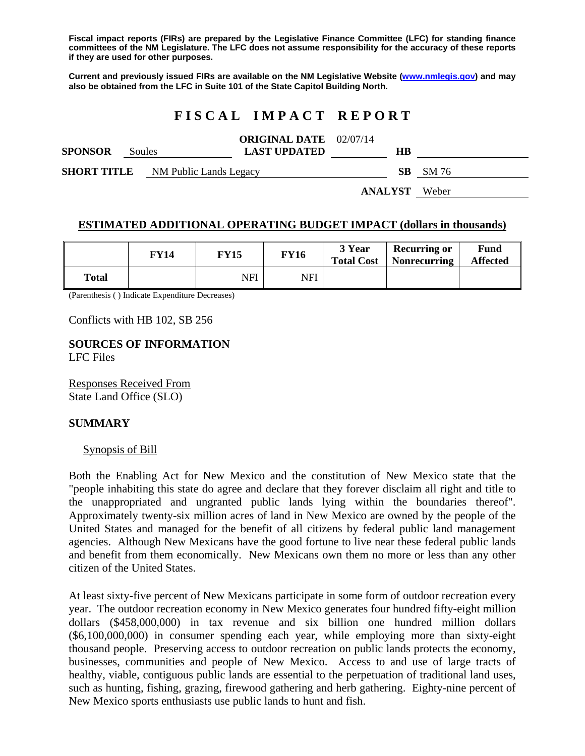**Fiscal impact reports (FIRs) are prepared by the Legislative Finance Committee (LFC) for standing finance committees of the NM Legislature. The LFC does not assume responsibility for the accuracy of these reports if they are used for other purposes.**

**Current and previously issued FIRs are available on the NM Legislative Website (www.nmlegis.gov) and may also be obtained from the LFC in Suite 101 of the State Capitol Building North.**

# FISCAL IMPACT REPORT

| | | | | | |
|---|---|---|---|---|---|
| **SPONSOR** | Soules | **ORIGINAL DATE** / **LAST UPDATED** | 02/07/14 | **HB** | |
| **SHORT TITLE** | NM Public Lands Legacy | | | **SB** | SM 76 |
| | | | | **ANALYST** | Weber |

## ESTIMATED ADDITIONAL OPERATING BUDGET IMPACT (dollars in thousands)

| | FY14 | FY15 | FY16 | 3 Year Total Cost | Recurring or Nonrecurring | Fund Affected |
|---|---|---|---|---|---|---|
| **Total** | | NFI | NFI | | | |

(Parenthesis ( ) Indicate Expenditure Decreases)

Conflicts with HB 102, SB 256

**SOURCES OF INFORMATION**
LFC Files

Responses Received From
State Land Office (SLO)

## SUMMARY

Synopsis of Bill

Both the Enabling Act for New Mexico and the constitution of New Mexico state that the "people inhabiting this state do agree and declare that they forever disclaim all right and title to the unappropriated and ungranted public lands lying within the boundaries thereof". Approximately twenty-six million acres of land in New Mexico are owned by the people of the United States and managed for the benefit of all citizens by federal public land management agencies. Although New Mexicans have the good fortune to live near these federal public lands and benefit from them economically. New Mexicans own them no more or less than any other citizen of the United States.

At least sixty-five percent of New Mexicans participate in some form of outdoor recreation every year. The outdoor recreation economy in New Mexico generates four hundred fifty-eight million dollars ($458,000,000) in tax revenue and six billion one hundred million dollars ($6,100,000,000) in consumer spending each year, while employing more than sixty-eight thousand people. Preserving access to outdoor recreation on public lands protects the economy, businesses, communities and people of New Mexico. Access to and use of large tracts of healthy, viable, contiguous public lands are essential to the perpetuation of traditional land uses, such as hunting, fishing, grazing, firewood gathering and herb gathering. Eighty-nine percent of New Mexico sports enthusiasts use public lands to hunt and fish.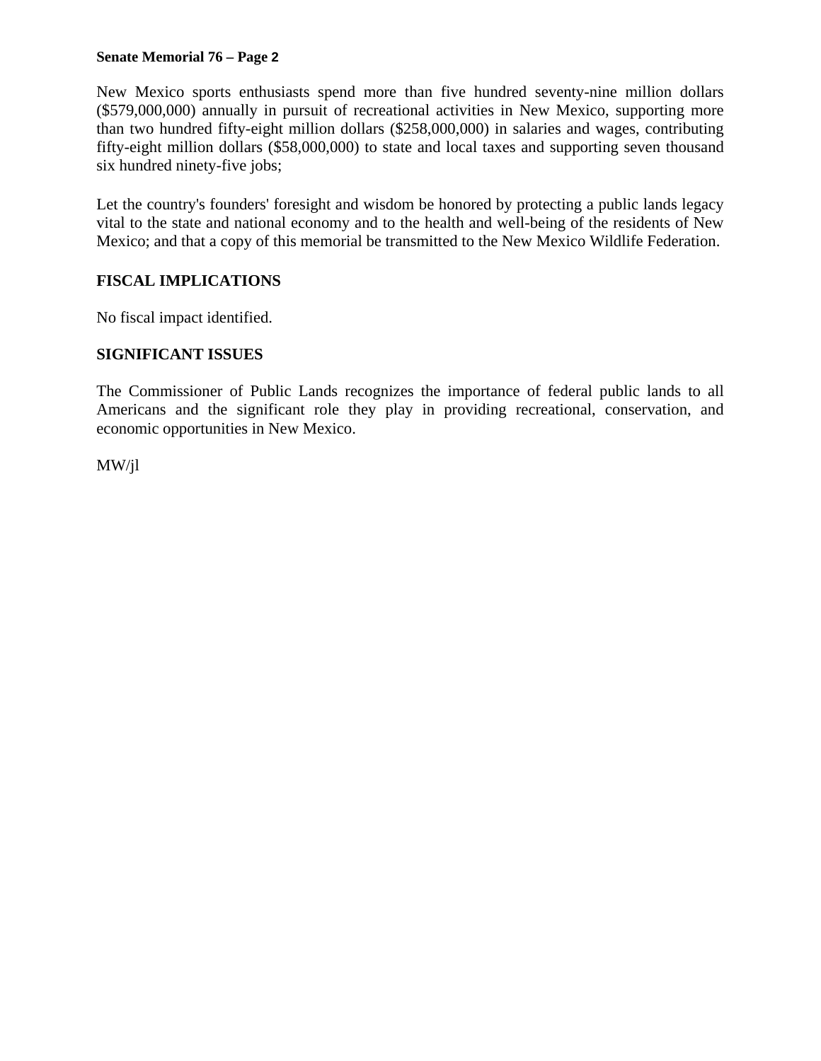New Mexico sports enthusiasts spend more than five hundred seventy-nine million dollars ($579,000,000) annually in pursuit of recreational activities in New Mexico, supporting more than two hundred fifty-eight million dollars ($258,000,000) in salaries and wages, contributing fifty-eight million dollars ($58,000,000) to state and local taxes and supporting seven thousand six hundred ninety-five jobs;

Let the country's founders' foresight and wisdom be honored by protecting a public lands legacy vital to the state and national economy and to the health and well-being of the residents of New Mexico; and that a copy of this memorial be transmitted to the New Mexico Wildlife Federation.

**FISCAL IMPLICATIONS**

No fiscal impact identified.

**SIGNIFICANT ISSUES**

The Commissioner of Public Lands recognizes the importance of federal public lands to all Americans and the significant role they play in providing recreational, conservation, and economic opportunities in New Mexico.

MW/jl